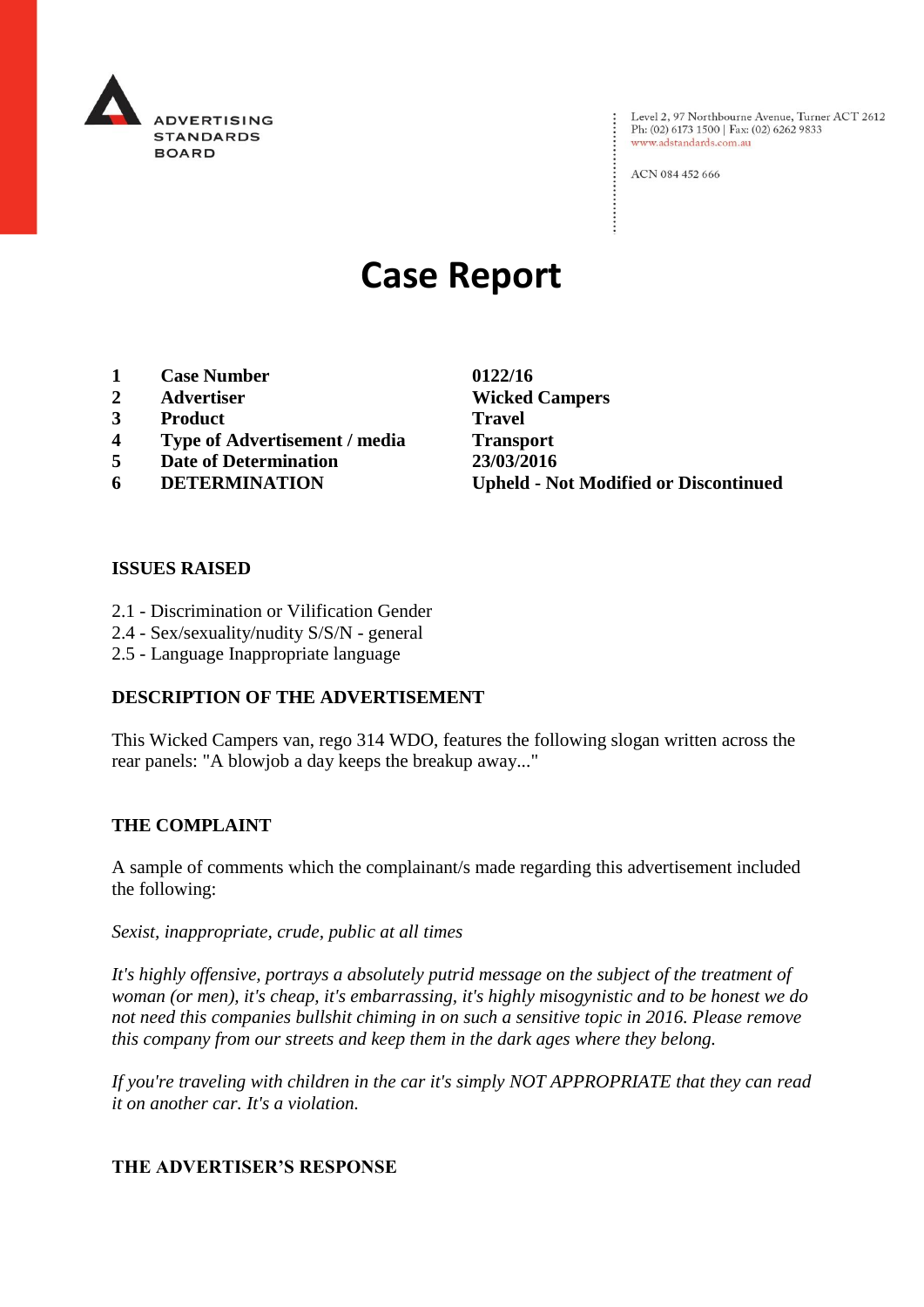ADVERTISING STANDARDS BOARD

Level 2, 97 Northbourne Avenue, Turner ACT 2612
Ph: (02) 6173 1500 | Fax: (02) 6262 9833
www.adstandards.com.au

ACN 084 452 666

# Case Report

| | | |
|---|---|---|
| **1** | **Case Number** | **0122/16** |
| **2** | **Advertiser** | **Wicked Campers** |
| **3** | **Product** | **Travel** |
| **4** | **Type of Advertisement / media** | **Transport** |
| **5** | **Date of Determination** | **23/03/2016** |
| **6** | **DETERMINATION** | **Upheld - Not Modified or Discontinued** |

## ISSUES RAISED

2.1 - Discrimination or Vilification Gender
2.4 - Sex/sexuality/nudity S/S/N - general
2.5 - Language Inappropriate language

## DESCRIPTION OF THE ADVERTISEMENT

This Wicked Campers van, rego 314 WDO, features the following slogan written across the rear panels: "A blowjob a day keeps the breakup away..."

## THE COMPLAINT

A sample of comments which the complainant/s made regarding this advertisement included the following:

*Sexist, inappropriate, crude, public at all times*

*It's highly offensive, portrays a absolutely putrid message on the subject of the treatment of woman (or men), it's cheap, it's embarrassing, it's highly misogynistic and to be honest we do not need this companies bullshit chiming in on such a sensitive topic in 2016. Please remove this company from our streets and keep them in the dark ages where they belong.*

*If you're traveling with children in the car it's simply NOT APPROPRIATE that they can read it on another car. It's a violation.*

## THE ADVERTISER'S RESPONSE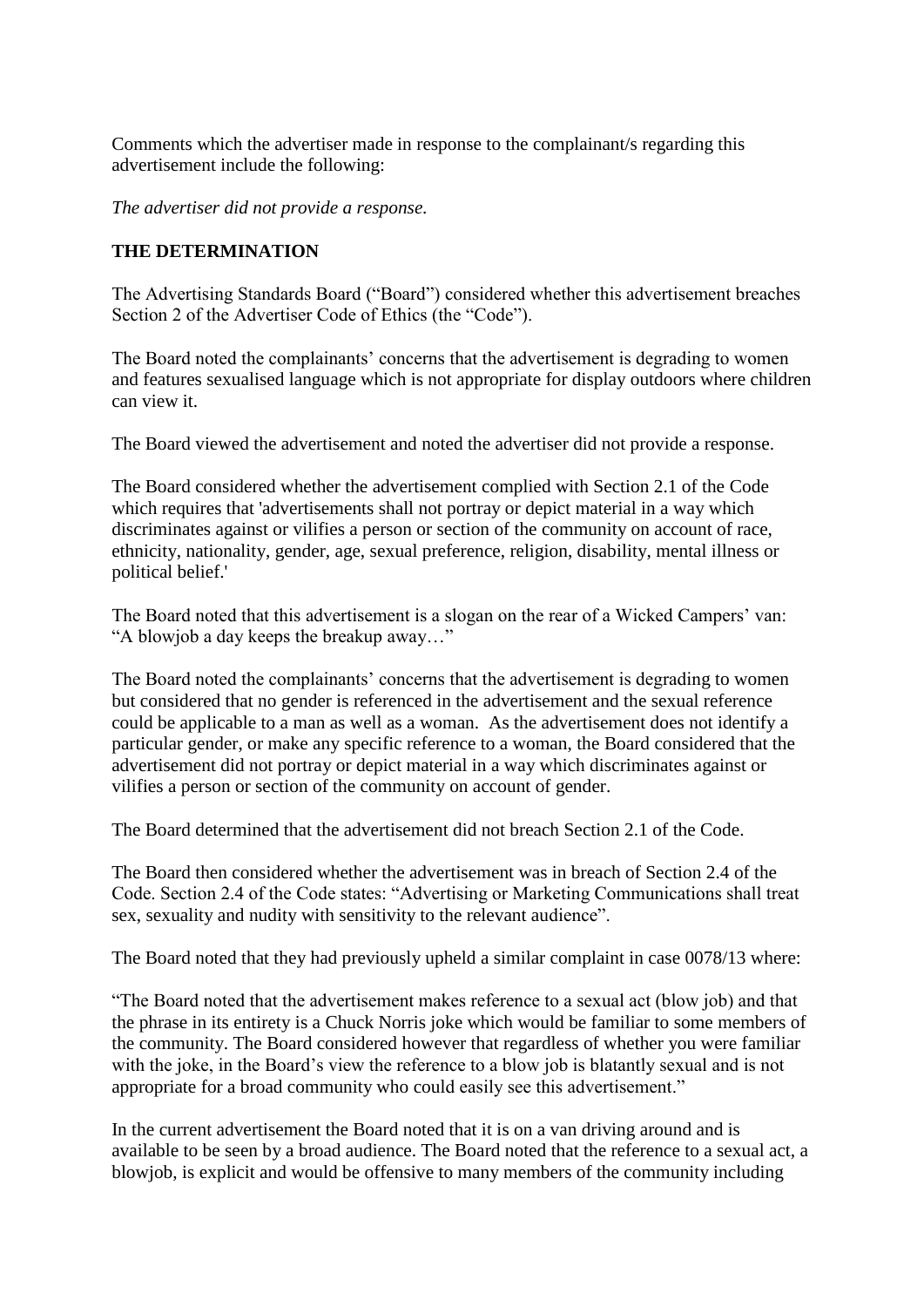Comments which the advertiser made in response to the complainant/s regarding this advertisement include the following:

*The advertiser did not provide a response.*

**THE DETERMINATION**

The Advertising Standards Board ("Board") considered whether this advertisement breaches Section 2 of the Advertiser Code of Ethics (the "Code").

The Board noted the complainants' concerns that the advertisement is degrading to women and features sexualised language which is not appropriate for display outdoors where children can view it.

The Board viewed the advertisement and noted the advertiser did not provide a response.

The Board considered whether the advertisement complied with Section 2.1 of the Code which requires that 'advertisements shall not portray or depict material in a way which discriminates against or vilifies a person or section of the community on account of race, ethnicity, nationality, gender, age, sexual preference, religion, disability, mental illness or political belief.'

The Board noted that this advertisement is a slogan on the rear of a Wicked Campers' van: "A blowjob a day keeps the breakup away…"

The Board noted the complainants' concerns that the advertisement is degrading to women but considered that no gender is referenced in the advertisement and the sexual reference could be applicable to a man as well as a woman. As the advertisement does not identify a particular gender, or make any specific reference to a woman, the Board considered that the advertisement did not portray or depict material in a way which discriminates against or vilifies a person or section of the community on account of gender.

The Board determined that the advertisement did not breach Section 2.1 of the Code.

The Board then considered whether the advertisement was in breach of Section 2.4 of the Code. Section 2.4 of the Code states: "Advertising or Marketing Communications shall treat sex, sexuality and nudity with sensitivity to the relevant audience".

The Board noted that they had previously upheld a similar complaint in case 0078/13 where:

"The Board noted that the advertisement makes reference to a sexual act (blow job) and that the phrase in its entirety is a Chuck Norris joke which would be familiar to some members of the community. The Board considered however that regardless of whether you were familiar with the joke, in the Board's view the reference to a blow job is blatantly sexual and is not appropriate for a broad community who could easily see this advertisement."

In the current advertisement the Board noted that it is on a van driving around and is available to be seen by a broad audience. The Board noted that the reference to a sexual act, a blowjob, is explicit and would be offensive to many members of the community including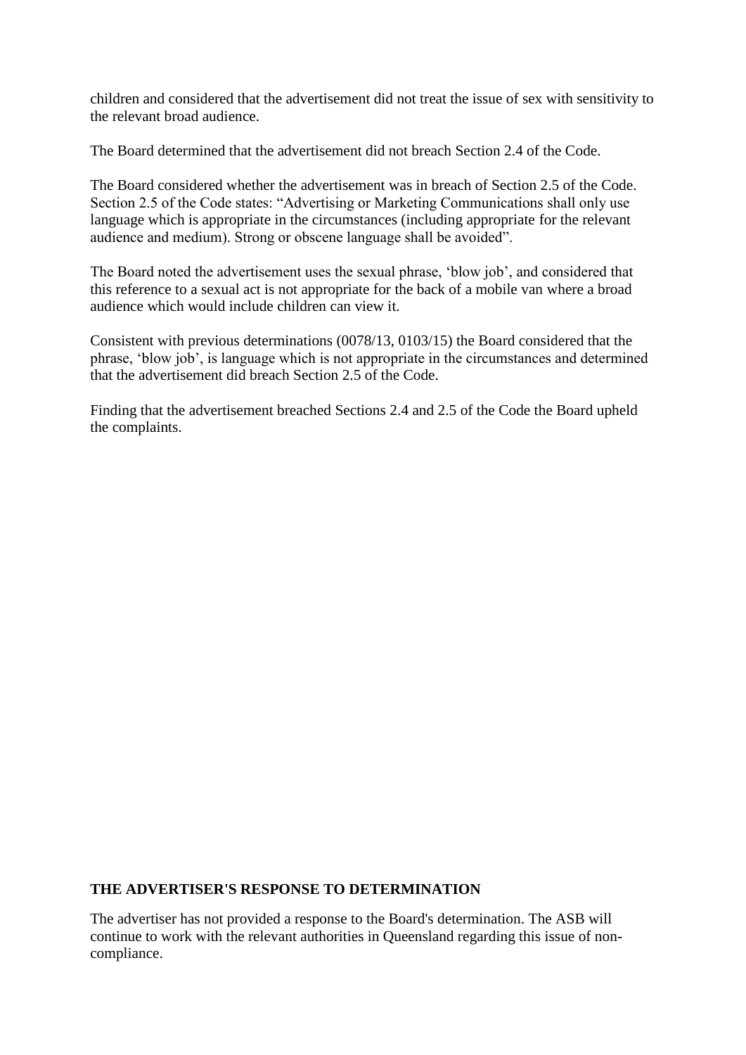children and considered that the advertisement did not treat the issue of sex with sensitivity to the relevant broad audience.

The Board determined that the advertisement did not breach Section 2.4 of the Code.

The Board considered whether the advertisement was in breach of Section 2.5 of the Code. Section 2.5 of the Code states: "Advertising or Marketing Communications shall only use language which is appropriate in the circumstances (including appropriate for the relevant audience and medium). Strong or obscene language shall be avoided".

The Board noted the advertisement uses the sexual phrase, 'blow job', and considered that this reference to a sexual act is not appropriate for the back of a mobile van where a broad audience which would include children can view it.

Consistent with previous determinations (0078/13, 0103/15) the Board considered that the phrase, 'blow job', is language which is not appropriate in the circumstances and determined that the advertisement did breach Section 2.5 of the Code.

Finding that the advertisement breached Sections 2.4 and 2.5 of the Code the Board upheld the complaints.

**THE ADVERTISER'S RESPONSE TO DETERMINATION**

The advertiser has not provided a response to the Board's determination. The ASB will continue to work with the relevant authorities in Queensland regarding this issue of non-compliance.